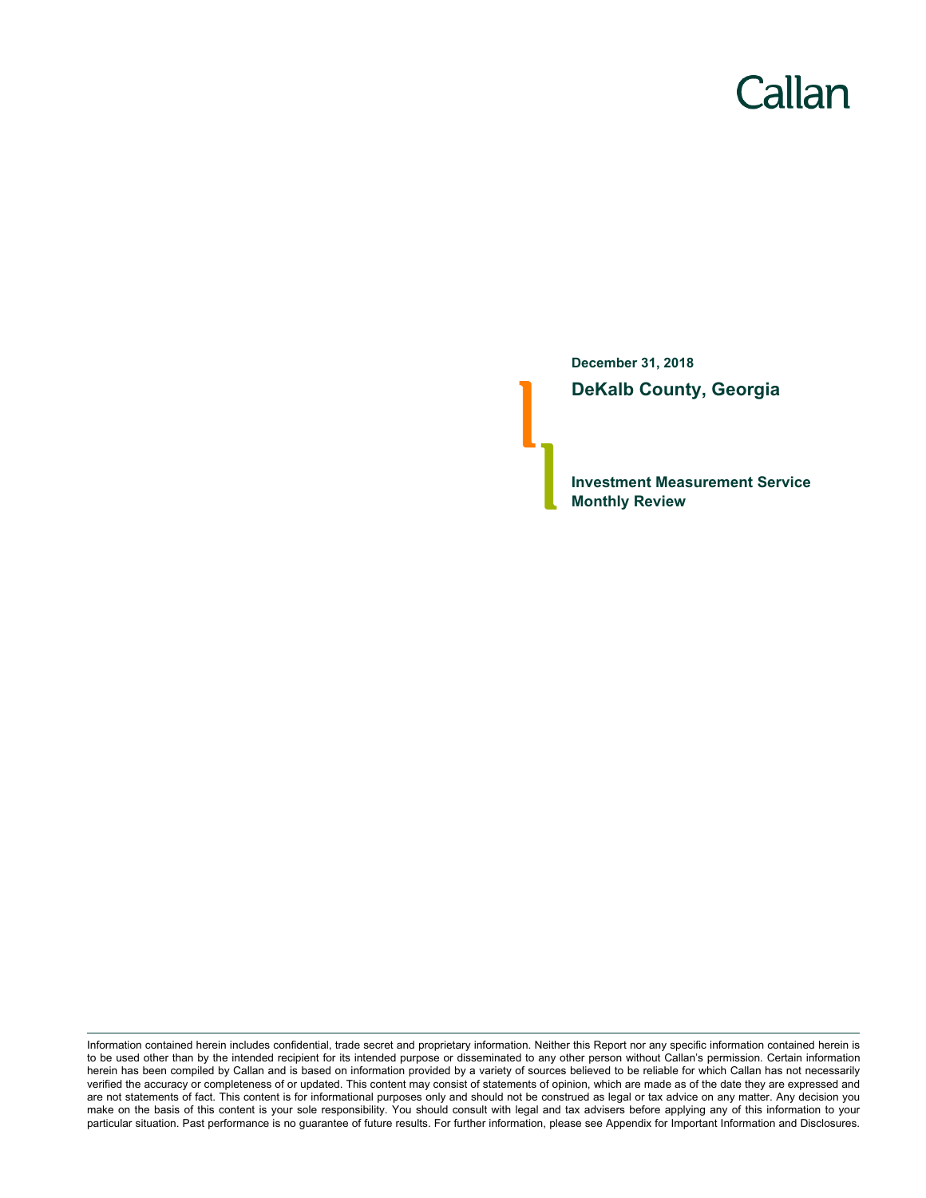Callan

**December 31, 2018**

# DeKalb County, Georgia

## Investment Measurement Service Monthly Review

Information contained herein includes confidential, trade secret and proprietary information. Neither this Report nor any specific information contained herein is to be used other than by the intended recipient for its intended purpose or disseminated to any other person without Callan's permission. Certain information herein has been compiled by Callan and is based on information provided by a variety of sources believed to be reliable for which Callan has not necessarily verified the accuracy or completeness of or updated. This content may consist of statements of opinion, which are made as of the date they are expressed and are not statements of fact. This content is for informational purposes only and should not be construed as legal or tax advice on any matter. Any decision you make on the basis of this content is your sole responsibility. You should consult with legal and tax advisers before applying any of this information to your particular situation. Past performance is no guarantee of future results. For further information, please see Appendix for Important Information and Disclosures.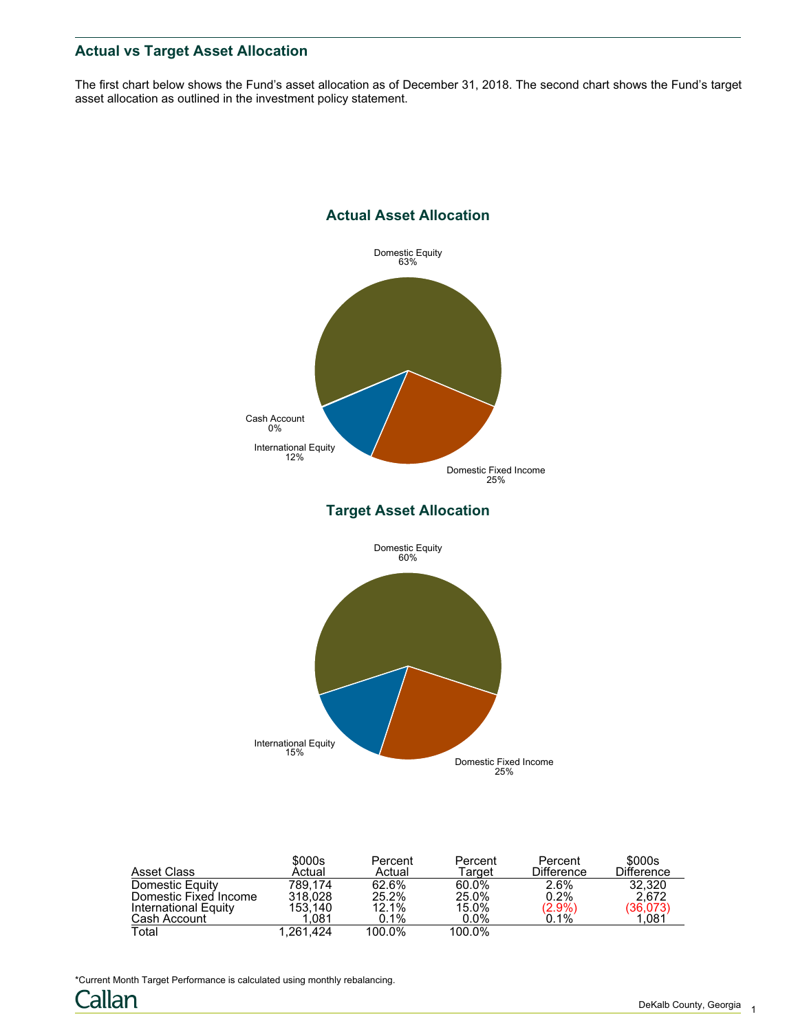## Actual vs Target Asset Allocation

The first chart below shows the Fund's asset allocation as of December 31, 2018. The second chart shows the Fund's target asset allocation as outlined in the investment policy statement.

### Actual Asset Allocation

Domestic Equity 63%
Domestic Fixed Income 25%
International Equity 12%
Cash Account 0%

### Target Asset Allocation

Domestic Equity 60%
Domestic Fixed Income 25%
International Equity 15%

| Asset Class | $000s Actual | Percent Actual | Percent Target | Percent Difference | $000s Difference |
|---|---|---|---|---|---|
| Domestic Equity | 789,174 | 62.6% | 60.0% | 2.6% | 32,320 |
| Domestic Fixed Income | 318,028 | 25.2% | 25.0% | 0.2% | 2,672 |
| International Equity | 153,140 | 12.1% | 15.0% | (2.9%) | (36,073) |
| Cash Account | 1,081 | 0.1% | 0.0% | 0.1% | 1,081 |
| Total | 1,261,424 | 100.0% | 100.0% | | |

*Current Month Target Performance is calculated using monthly rebalancing.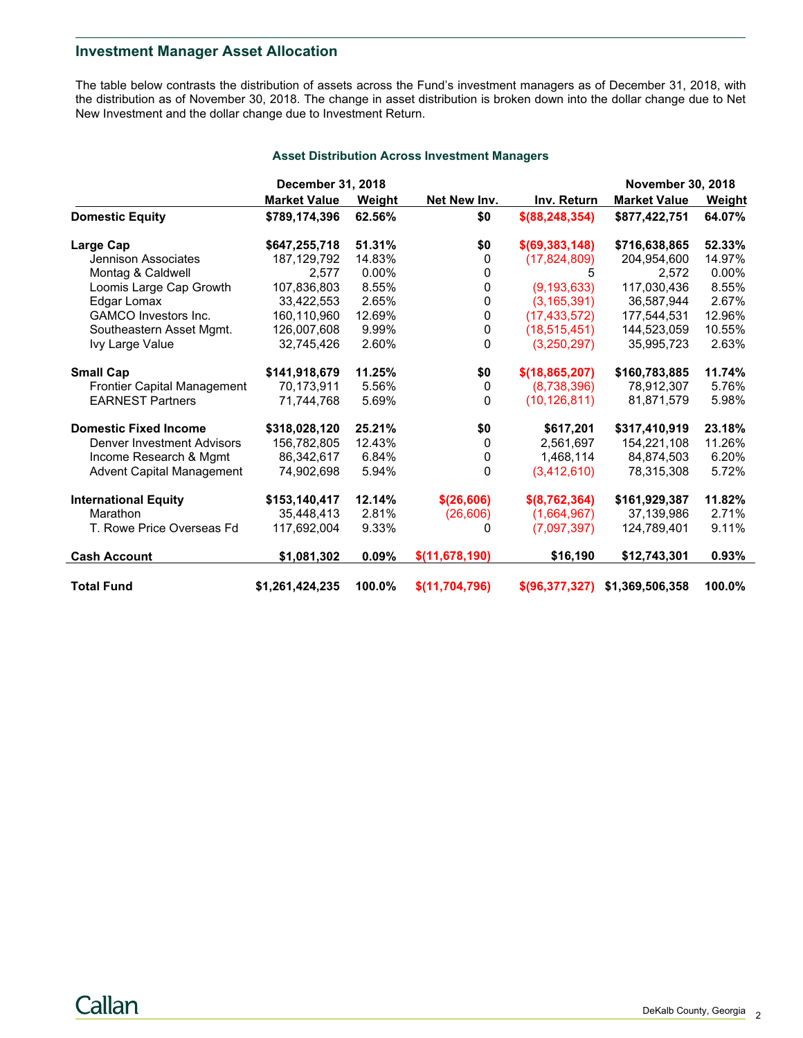## Investment Manager Asset Allocation

The table below contrasts the distribution of assets across the Fund's investment managers as of December 31, 2018, with the distribution as of November 30, 2018. The change in asset distribution is broken down into the dollar change due to Net New Investment and the dollar change due to Investment Return.

### Asset Distribution Across Investment Managers

| | December 31, 2018 | | | | November 30, 2018 | |
|---|---|---|---|---|---|---|
| | **Market Value** | **Weight** | **Net New Inv.** | **Inv. Return** | **Market Value** | **Weight** |
| **Domestic Equity** | **$789,174,396** | **62.56%** | **$0** | **$(88,248,354)** | **$877,422,751** | **64.07%** |
| **Large Cap** | **$647,255,718** | **51.31%** | **$0** | **$(69,383,148)** | **$716,638,865** | **52.33%** |
| Jennison Associates | 187,129,792 | 14.83% | 0 | (17,824,809) | 204,954,600 | 14.97% |
| Montag & Caldwell | 2,577 | 0.00% | 0 | 5 | 2,572 | 0.00% |
| Loomis Large Cap Growth | 107,836,803 | 8.55% | 0 | (9,193,633) | 117,030,436 | 8.55% |
| Edgar Lomax | 33,422,553 | 2.65% | 0 | (3,165,391) | 36,587,944 | 2.67% |
| GAMCO Investors Inc. | 160,110,960 | 12.69% | 0 | (17,433,572) | 177,544,531 | 12.96% |
| Southeastern Asset Mgmt. | 126,007,608 | 9.99% | 0 | (18,515,451) | 144,523,059 | 10.55% |
| Ivy Large Value | 32,745,426 | 2.60% | 0 | (3,250,297) | 35,995,723 | 2.63% |
| **Small Cap** | **$141,918,679** | **11.25%** | **$0** | **$(18,865,207)** | **$160,783,885** | **11.74%** |
| Frontier Capital Management | 70,173,911 | 5.56% | 0 | (8,738,396) | 78,912,307 | 5.76% |
| EARNEST Partners | 71,744,768 | 5.69% | 0 | (10,126,811) | 81,871,579 | 5.98% |
| **Domestic Fixed Income** | **$318,028,120** | **25.21%** | **$0** | **$617,201** | **$317,410,919** | **23.18%** |
| Denver Investment Advisors | 156,782,805 | 12.43% | 0 | 2,561,697 | 154,221,108 | 11.26% |
| Income Research & Mgmt | 86,342,617 | 6.84% | 0 | 1,468,114 | 84,874,503 | 6.20% |
| Advent Capital Management | 74,902,698 | 5.94% | 0 | (3,412,610) | 78,315,308 | 5.72% |
| **International Equity** | **$153,140,417** | **12.14%** | **$(26,606)** | **$(8,762,364)** | **$161,929,387** | **11.82%** |
| Marathon | 35,448,413 | 2.81% | (26,606) | (1,664,967) | 37,139,986 | 2.71% |
| T. Rowe Price Overseas Fd | 117,692,004 | 9.33% | 0 | (7,097,397) | 124,789,401 | 9.11% |
| **Cash Account** | **$1,081,302** | **0.09%** | **$(11,678,190)** | **$16,190** | **$12,743,301** | **0.93%** |
| **Total Fund** | **$1,261,424,235** | **100.0%** | **$(11,704,796)** | **$(96,377,327)** | **$1,369,506,358** | **100.0%** |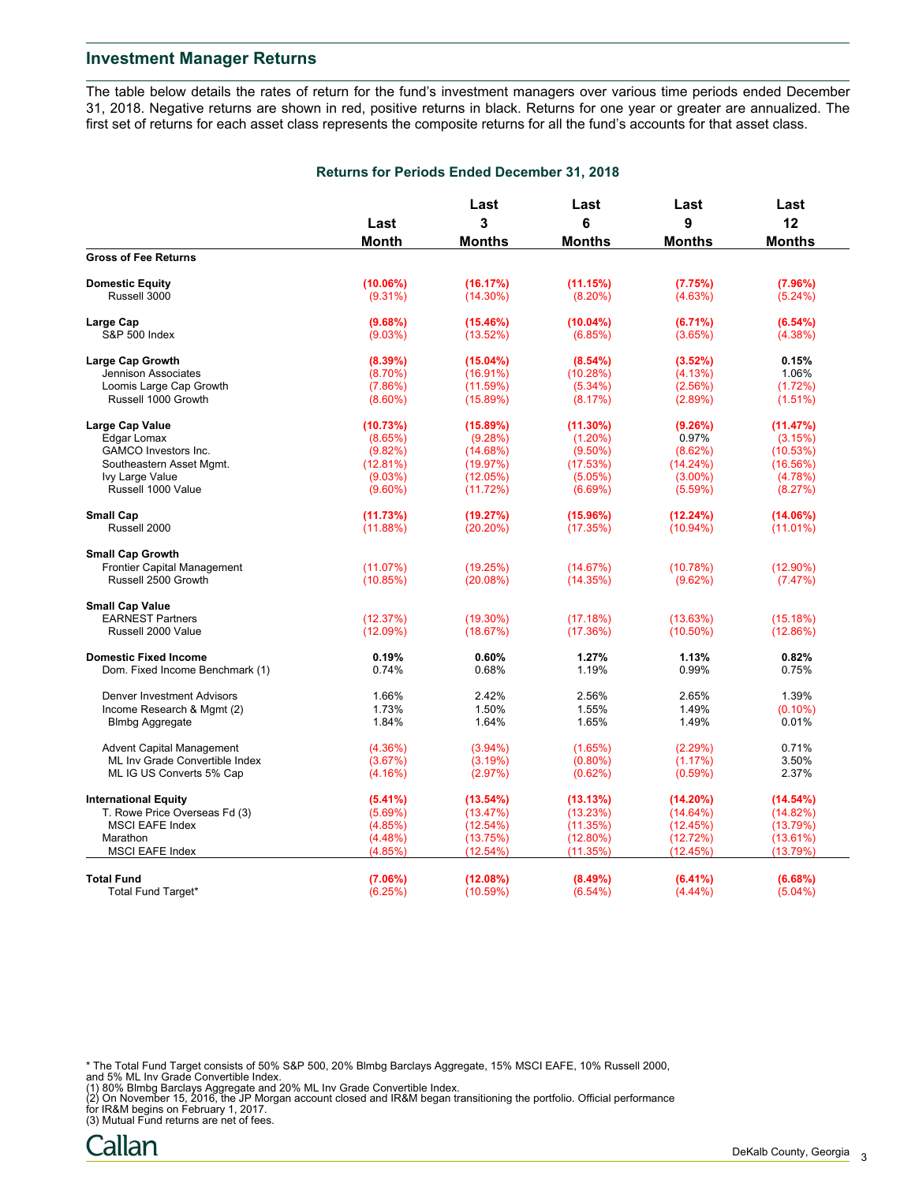## Investment Manager Returns

The table below details the rates of return for the fund's investment managers over various time periods ended December 31, 2018. Negative returns are shown in red, positive returns in black. Returns for one year or greater are annualized. The first set of returns for each asset class represents the composite returns for all the fund's accounts for that asset class.

### Returns for Periods Ended December 31, 2018

| | Last Month | Last 3 Months | Last 6 Months | Last 9 Months | Last 12 Months |
|---|---|---|---|---|---|
| **Gross of Fee Returns** | | | | | |
| **Domestic Equity** | **(10.06%)** | **(16.17%)** | **(11.15%)** | **(7.75%)** | **(7.96%)** |
| Russell 3000 | (9.31%) | (14.30%) | (8.20%) | (4.63%) | (5.24%) |
| **Large Cap** | **(9.68%)** | **(15.46%)** | **(10.04%)** | **(6.71%)** | **(6.54%)** |
| S&P 500 Index | (9.03%) | (13.52%) | (6.85%) | (3.65%) | (4.38%) |
| **Large Cap Growth** | **(8.39%)** | **(15.04%)** | **(8.54%)** | **(3.52%)** | **0.15%** |
| Jennison Associates | (8.70%) | (16.91%) | (10.28%) | (4.13%) | 1.06% |
| Loomis Large Cap Growth | (7.86%) | (11.59%) | (5.34%) | (2.56%) | (1.72%) |
| Russell 1000 Growth | (8.60%) | (15.89%) | (8.17%) | (2.89%) | (1.51%) |
| **Large Cap Value** | **(10.73%)** | **(15.89%)** | **(11.30%)** | **(9.26%)** | **(11.47%)** |
| Edgar Lomax | (8.65%) | (9.28%) | (1.20%) | 0.97% | (3.15%) |
| GAMCO Investors Inc. | (9.82%) | (14.68%) | (9.50%) | (8.62%) | (10.53%) |
| Southeastern Asset Mgmt. | (12.81%) | (19.97%) | (17.53%) | (14.24%) | (16.56%) |
| Ivy Large Value | (9.03%) | (12.05%) | (5.05%) | (3.00%) | (4.78%) |
| Russell 1000 Value | (9.60%) | (11.72%) | (6.69%) | (5.59%) | (8.27%) |
| **Small Cap** | **(11.73%)** | **(19.27%)** | **(15.96%)** | **(12.24%)** | **(14.06%)** |
| Russell 2000 | (11.88%) | (20.20%) | (17.35%) | (10.94%) | (11.01%) |
| **Small Cap Growth** | | | | | |
| Frontier Capital Management | (11.07%) | (19.25%) | (14.67%) | (10.78%) | (12.90%) |
| Russell 2500 Growth | (10.85%) | (20.08%) | (14.35%) | (9.62%) | (7.47%) |
| **Small Cap Value** | | | | | |
| EARNEST Partners | (12.37%) | (19.30%) | (17.18%) | (13.63%) | (15.18%) |
| Russell 2000 Value | (12.09%) | (18.67%) | (17.36%) | (10.50%) | (12.86%) |
| **Domestic Fixed Income** | **0.19%** | **0.60%** | **1.27%** | **1.13%** | **0.82%** |
| Dom. Fixed Income Benchmark (1) | 0.74% | 0.68% | 1.19% | 0.99% | 0.75% |
| Denver Investment Advisors | 1.66% | 2.42% | 2.56% | 2.65% | 1.39% |
| Income Research & Mgmt (2) | 1.73% | 1.50% | 1.55% | 1.49% | (0.10%) |
| Blmbg Aggregate | 1.84% | 1.64% | 1.65% | 1.49% | 0.01% |
| Advent Capital Management | (4.36%) | (3.94%) | (1.65%) | (2.29%) | 0.71% |
| ML Inv Grade Convertible Index | (3.67%) | (3.19%) | (0.80%) | (1.17%) | 3.50% |
| ML IG US Converts 5% Cap | (4.16%) | (2.97%) | (0.62%) | (0.59%) | 2.37% |
| **International Equity** | **(5.41%)** | **(13.54%)** | **(13.13%)** | **(14.20%)** | **(14.54%)** |
| T. Rowe Price Overseas Fd (3) | (5.69%) | (13.47%) | (13.23%) | (14.64%) | (14.82%) |
| MSCI EAFE Index | (4.85%) | (12.54%) | (11.35%) | (12.45%) | (13.79%) |
| Marathon | (4.48%) | (13.75%) | (12.80%) | (12.72%) | (13.61%) |
| MSCI EAFE Index | (4.85%) | (12.54%) | (11.35%) | (12.45%) | (13.79%) |
| **Total Fund** | **(7.06%)** | **(12.08%)** | **(8.49%)** | **(6.41%)** | **(6.68%)** |
| Total Fund Target* | (6.25%) | (10.59%) | (6.54%) | (4.44%) | (5.04%) |

* The Total Fund Target consists of 50% S&P 500, 20% Blmbg Barclays Aggregate, 15% MSCI EAFE, 10% Russell 2000, and 5% ML Inv Grade Convertible Index.
(1) 80% Blmbg Barclays Aggregate and 20% ML Inv Grade Convertible Index.
(2) On November 15, 2016, the JP Morgan account closed and IR&M began transitioning the portfolio. Official performance for IR&M begins on February 1, 2017.
(3) Mutual Fund returns are net of fees.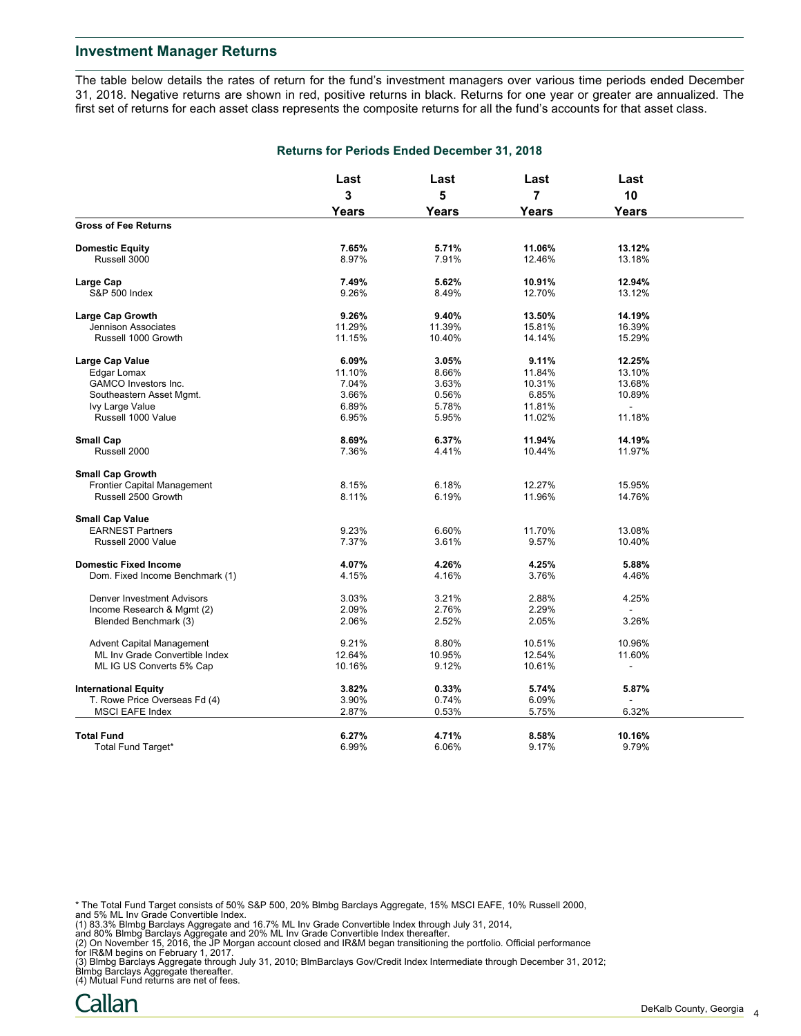## Investment Manager Returns

The table below details the rates of return for the fund's investment managers over various time periods ended December 31, 2018. Negative returns are shown in red, positive returns in black. Returns for one year or greater are annualized. The first set of returns for each asset class represents the composite returns for all the fund's accounts for that asset class.

### Returns for Periods Ended December 31, 2018

| | Last 3 Years | Last 5 Years | Last 7 Years | Last 10 Years |
|---|---|---|---|---|
| **Gross of Fee Returns** | | | | |
| **Domestic Equity** | **7.65%** | **5.71%** | **11.06%** | **13.12%** |
| Russell 3000 | 8.97% | 7.91% | 12.46% | 13.18% |
| **Large Cap** | **7.49%** | **5.62%** | **10.91%** | **12.94%** |
| S&P 500 Index | 9.26% | 8.49% | 12.70% | 13.12% |
| **Large Cap Growth** | **9.26%** | **9.40%** | **13.50%** | **14.19%** |
| Jennison Associates | 11.29% | 11.39% | 15.81% | 16.39% |
| Russell 1000 Growth | 11.15% | 10.40% | 14.14% | 15.29% |
| **Large Cap Value** | **6.09%** | **3.05%** | **9.11%** | **12.25%** |
| Edgar Lomax | 11.10% | 8.66% | 11.84% | 13.10% |
| GAMCO Investors Inc. | 7.04% | 3.63% | 10.31% | 13.68% |
| Southeastern Asset Mgmt. | 3.66% | 0.56% | 6.85% | 10.89% |
| Ivy Large Value | 6.89% | 5.78% | 11.81% | - |
| Russell 1000 Value | 6.95% | 5.95% | 11.02% | 11.18% |
| **Small Cap** | **8.69%** | **6.37%** | **11.94%** | **14.19%** |
| Russell 2000 | 7.36% | 4.41% | 10.44% | 11.97% |
| **Small Cap Growth** | | | | |
| Frontier Capital Management | 8.15% | 6.18% | 12.27% | 15.95% |
| Russell 2500 Growth | 8.11% | 6.19% | 11.96% | 14.76% |
| **Small Cap Value** | | | | |
| EARNEST Partners | 9.23% | 6.60% | 11.70% | 13.08% |
| Russell 2000 Value | 7.37% | 3.61% | 9.57% | 10.40% |
| **Domestic Fixed Income** | **4.07%** | **4.26%** | **4.25%** | **5.88%** |
| Dom. Fixed Income Benchmark (1) | 4.15% | 4.16% | 3.76% | 4.46% |
| Denver Investment Advisors | 3.03% | 3.21% | 2.88% | 4.25% |
| Income Research & Mgmt (2) | 2.09% | 2.76% | 2.29% | - |
| Blended Benchmark (3) | 2.06% | 2.52% | 2.05% | 3.26% |
| Advent Capital Management | 9.21% | 8.80% | 10.51% | 10.96% |
| ML Inv Grade Convertible Index | 12.64% | 10.95% | 12.54% | 11.60% |
| ML IG US Converts 5% Cap | 10.16% | 9.12% | 10.61% | - |
| **International Equity** | **3.82%** | **0.33%** | **5.74%** | **5.87%** |
| T. Rowe Price Overseas Fd (4) | 3.90% | 0.74% | 6.09% | - |
| MSCI EAFE Index | 2.87% | 0.53% | 5.75% | 6.32% |
| **Total Fund** | **6.27%** | **4.71%** | **8.58%** | **10.16%** |
| Total Fund Target* | 6.99% | 6.06% | 9.17% | 9.79% |

* The Total Fund Target consists of 50% S&P 500, 20% Blmbg Barclays Aggregate, 15% MSCI EAFE, 10% Russell 2000, and 5% ML Inv Grade Convertible Index.
(1) 83.3% Blmbg Barclays Aggregate and 16.7% ML Inv Grade Convertible Index through July 31, 2014, and 80% Blmbg Barclays Aggregate and 20% ML Inv Grade Convertible Index thereafter.
(2) On November 15, 2016, the JP Morgan account closed and IR&M began transitioning the portfolio. Official performance for IR&M begins on February 1, 2017.
(3) Blmbg Barclays Aggregate through July 31, 2010; BlmBarclays Gov/Credit Index Intermediate through December 31, 2012; Blmbg Barclays Aggregate thereafter.
(4) Mutual Fund returns are net of fees.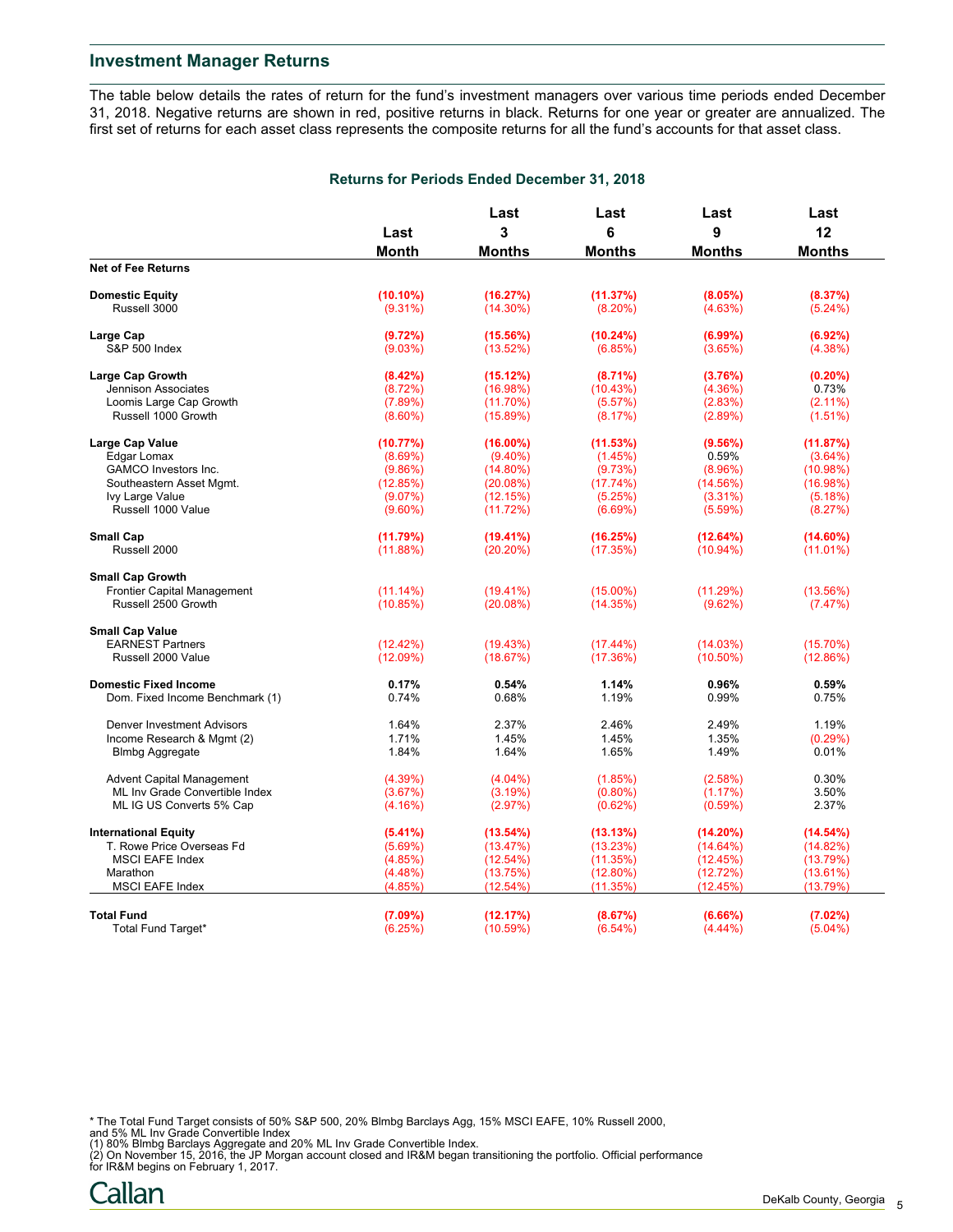## Investment Manager Returns

The table below details the rates of return for the fund's investment managers over various time periods ended December 31, 2018. Negative returns are shown in red, positive returns in black. Returns for one year or greater are annualized. The first set of returns for each asset class represents the composite returns for all the fund's accounts for that asset class.

### Returns for Periods Ended December 31, 2018

| | Last Month | Last 3 Months | Last 6 Months | Last 9 Months | Last 12 Months |
|---|---|---|---|---|---|
| **Net of Fee Returns** | | | | | |
| **Domestic Equity** | **(10.10%)** | **(16.27%)** | **(11.37%)** | **(8.05%)** | **(8.37%)** |
| Russell 3000 | (9.31%) | (14.30%) | (8.20%) | (4.63%) | (5.24%) |
| **Large Cap** | **(9.72%)** | **(15.56%)** | **(10.24%)** | **(6.99%)** | **(6.92%)** |
| S&P 500 Index | (9.03%) | (13.52%) | (6.85%) | (3.65%) | (4.38%) |
| **Large Cap Growth** | **(8.42%)** | **(15.12%)** | **(8.71%)** | **(3.76%)** | **(0.20%)** |
| Jennison Associates | (8.72%) | (16.98%) | (10.43%) | (4.36%) | 0.73% |
| Loomis Large Cap Growth | (7.89%) | (11.70%) | (5.57%) | (2.83%) | (2.11%) |
| Russell 1000 Growth | (8.60%) | (15.89%) | (8.17%) | (2.89%) | (1.51%) |
| **Large Cap Value** | **(10.77%)** | **(16.00%)** | **(11.53%)** | **(9.56%)** | **(11.87%)** |
| Edgar Lomax | (8.69%) | (9.40%) | (1.45%) | 0.59% | (3.64%) |
| GAMCO Investors Inc. | (9.86%) | (14.80%) | (9.73%) | (8.96%) | (10.98%) |
| Southeastern Asset Mgmt. | (12.85%) | (20.08%) | (17.74%) | (14.56%) | (16.98%) |
| Ivy Large Value | (9.07%) | (12.15%) | (5.25%) | (3.31%) | (5.18%) |
| Russell 1000 Value | (9.60%) | (11.72%) | (6.69%) | (5.59%) | (8.27%) |
| **Small Cap** | **(11.79%)** | **(19.41%)** | **(16.25%)** | **(12.64%)** | **(14.60%)** |
| Russell 2000 | (11.88%) | (20.20%) | (17.35%) | (10.94%) | (11.01%) |
| **Small Cap Growth** | | | | | |
| Frontier Capital Management | (11.14%) | (19.41%) | (15.00%) | (11.29%) | (13.56%) |
| Russell 2500 Growth | (10.85%) | (20.08%) | (14.35%) | (9.62%) | (7.47%) |
| **Small Cap Value** | | | | | |
| EARNEST Partners | (12.42%) | (19.43%) | (17.44%) | (14.03%) | (15.70%) |
| Russell 2000 Value | (12.09%) | (18.67%) | (17.36%) | (10.50%) | (12.86%) |
| **Domestic Fixed Income** | **0.17%** | **0.54%** | **1.14%** | **0.96%** | **0.59%** |
| Dom. Fixed Income Benchmark (1) | 0.74% | 0.68% | 1.19% | 0.99% | 0.75% |
| Denver Investment Advisors | 1.64% | 2.37% | 2.46% | 2.49% | 1.19% |
| Income Research & Mgmt (2) | 1.71% | 1.45% | 1.45% | 1.35% | (0.29%) |
| Blmbg Aggregate | 1.84% | 1.64% | 1.65% | 1.49% | 0.01% |
| Advent Capital Management | (4.39%) | (4.04%) | (1.85%) | (2.58%) | 0.30% |
| ML Inv Grade Convertible Index | (3.67%) | (3.19%) | (0.80%) | (1.17%) | 3.50% |
| ML IG US Converts 5% Cap | (4.16%) | (2.97%) | (0.62%) | (0.59%) | 2.37% |
| **International Equity** | **(5.41%)** | **(13.54%)** | **(13.13%)** | **(14.20%)** | **(14.54%)** |
| T. Rowe Price Overseas Fd | (5.69%) | (13.47%) | (13.23%) | (14.64%) | (14.82%) |
| MSCI EAFE Index | (4.85%) | (12.54%) | (11.35%) | (12.45%) | (13.79%) |
| Marathon | (4.48%) | (13.75%) | (12.80%) | (12.72%) | (13.61%) |
| MSCI EAFE Index | (4.85%) | (12.54%) | (11.35%) | (12.45%) | (13.79%) |
| **Total Fund** | **(7.09%)** | **(12.17%)** | **(8.67%)** | **(6.66%)** | **(7.02%)** |
| Total Fund Target* | (6.25%) | (10.59%) | (6.54%) | (4.44%) | (5.04%) |

* The Total Fund Target consists of 50% S&P 500, 20% Blmbg Barclays Agg, 15% MSCI EAFE, 10% Russell 2000, and 5% ML Inv Grade Convertible Index
(1) 80% Blmbg Barclays Aggregate and 20% ML Inv Grade Convertible Index.
(2) On November 15, 2016, the JP Morgan account closed and IR&M began transitioning the portfolio. Official performance for IR&M begins on February 1, 2017.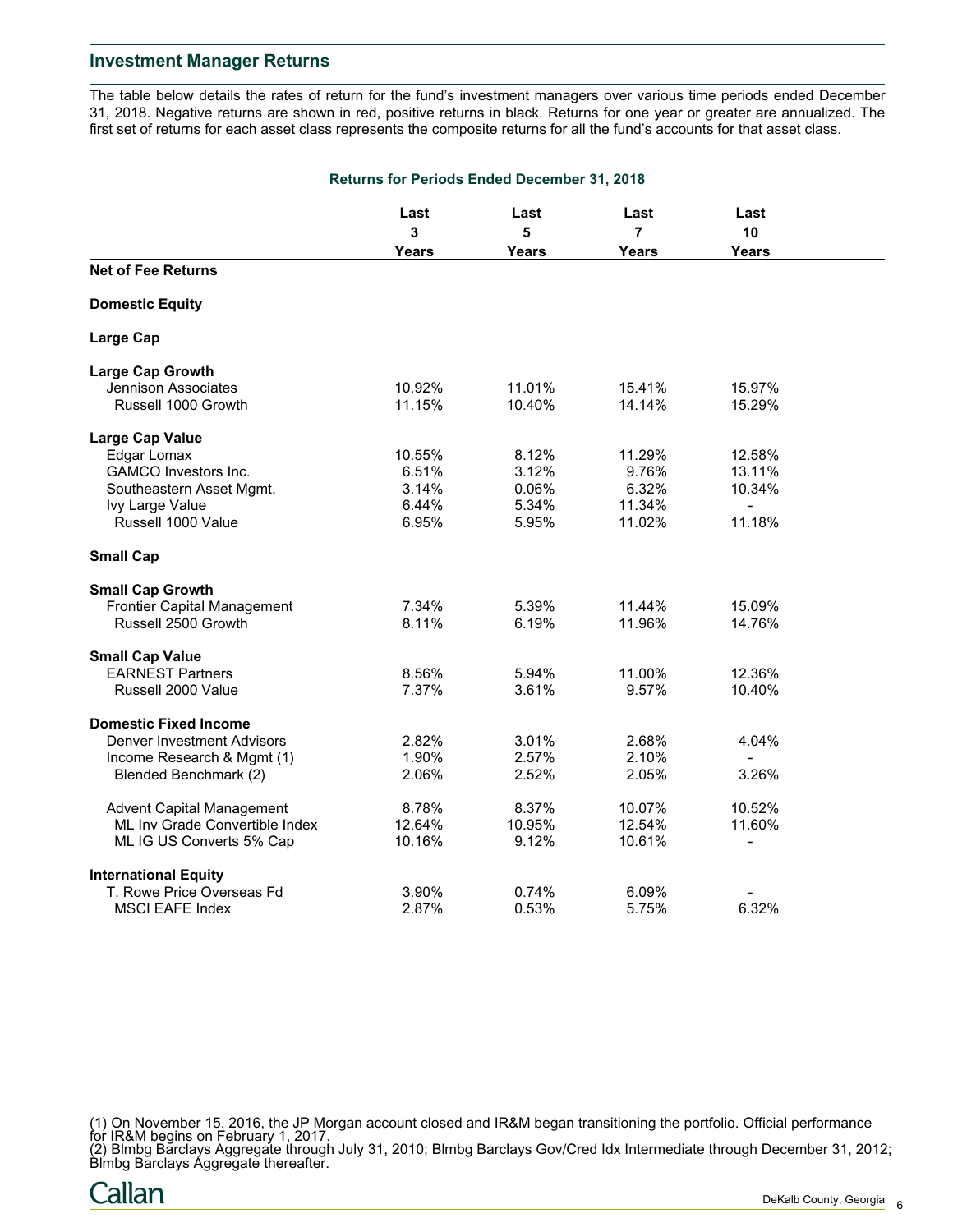## Investment Manager Returns

The table below details the rates of return for the fund's investment managers over various time periods ended December 31, 2018. Negative returns are shown in red, positive returns in black. Returns for one year or greater are annualized. The first set of returns for each asset class represents the composite returns for all the fund's accounts for that asset class.

**Returns for Periods Ended December 31, 2018**

| | Last 3 Years | Last 5 Years | Last 7 Years | Last 10 Years |
|---|---|---|---|---|
| **Net of Fee Returns** | | | | |
| **Domestic Equity** | | | | |
| **Large Cap** | | | | |
| **Large Cap Growth** | | | | |
| Jennison Associates | 10.92% | 11.01% | 15.41% | 15.97% |
| Russell 1000 Growth | 11.15% | 10.40% | 14.14% | 15.29% |
| **Large Cap Value** | | | | |
| Edgar Lomax | 10.55% | 8.12% | 11.29% | 12.58% |
| GAMCO Investors Inc. | 6.51% | 3.12% | 9.76% | 13.11% |
| Southeastern Asset Mgmt. | 3.14% | 0.06% | 6.32% | 10.34% |
| Ivy Large Value | 6.44% | 5.34% | 11.34% | - |
| Russell 1000 Value | 6.95% | 5.95% | 11.02% | 11.18% |
| **Small Cap** | | | | |
| **Small Cap Growth** | | | | |
| Frontier Capital Management | 7.34% | 5.39% | 11.44% | 15.09% |
| Russell 2500 Growth | 8.11% | 6.19% | 11.96% | 14.76% |
| **Small Cap Value** | | | | |
| EARNEST Partners | 8.56% | 5.94% | 11.00% | 12.36% |
| Russell 2000 Value | 7.37% | 3.61% | 9.57% | 10.40% |
| **Domestic Fixed Income** | | | | |
| Denver Investment Advisors | 2.82% | 3.01% | 2.68% | 4.04% |
| Income Research & Mgmt (1) | 1.90% | 2.57% | 2.10% | - |
| Blended Benchmark (2) | 2.06% | 2.52% | 2.05% | 3.26% |
| Advent Capital Management | 8.78% | 8.37% | 10.07% | 10.52% |
| ML Inv Grade Convertible Index | 12.64% | 10.95% | 12.54% | 11.60% |
| ML IG US Converts 5% Cap | 10.16% | 9.12% | 10.61% | - |
| **International Equity** | | | | |
| T. Rowe Price Overseas Fd | 3.90% | 0.74% | 6.09% | - |
| MSCI EAFE Index | 2.87% | 0.53% | 5.75% | 6.32% |

(1) On November 15, 2016, the JP Morgan account closed and IR&M began transitioning the portfolio. Official performance for IR&M begins on February 1, 2017.
(2) Blmbg Barclays Aggregate through July 31, 2010; Blmbg Barclays Gov/Cred Idx Intermediate through December 31, 2012; Blmbg Barclays Aggregate thereafter.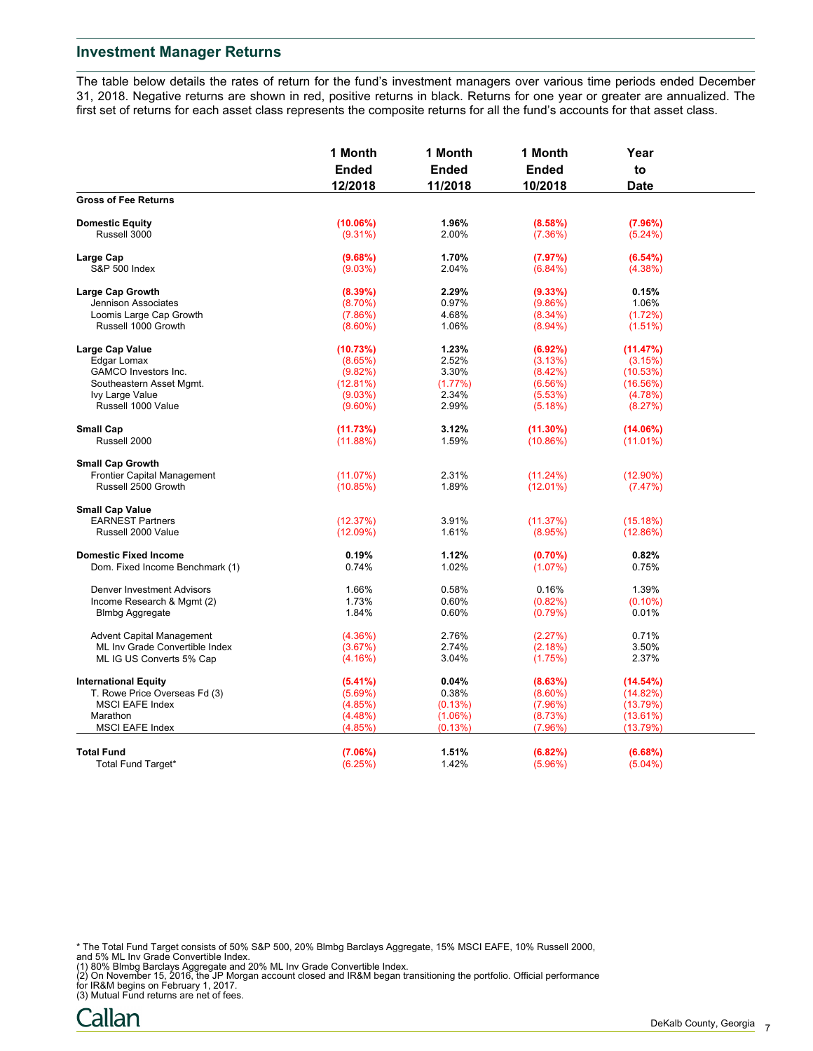## Investment Manager Returns

The table below details the rates of return for the fund's investment managers over various time periods ended December 31, 2018. Negative returns are shown in red, positive returns in black. Returns for one year or greater are annualized. The first set of returns for each asset class represents the composite returns for all the fund's accounts for that asset class.

| | 1 Month Ended 12/2018 | 1 Month Ended 11/2018 | 1 Month Ended 10/2018 | Year to Date |
|---|---|---|---|---|
| **Gross of Fee Returns** | | | | |
| **Domestic Equity** | **(10.06%)** | **1.96%** | **(8.58%)** | **(7.96%)** |
| Russell 3000 | (9.31%) | 2.00% | (7.36%) | (5.24%) |
| **Large Cap** | **(9.68%)** | **1.70%** | **(7.97%)** | **(6.54%)** |
| S&P 500 Index | (9.03%) | 2.04% | (6.84%) | (4.38%) |
| **Large Cap Growth** | **(8.39%)** | **2.29%** | **(9.33%)** | **0.15%** |
| Jennison Associates | (8.70%) | 0.97% | (9.86%) | 1.06% |
| Loomis Large Cap Growth | (7.86%) | 4.68% | (8.34%) | (1.72%) |
| Russell 1000 Growth | (8.60%) | 1.06% | (8.94%) | (1.51%) |
| **Large Cap Value** | **(10.73%)** | **1.23%** | **(6.92%)** | **(11.47%)** |
| Edgar Lomax | (8.65%) | 2.52% | (3.13%) | (3.15%) |
| GAMCO Investors Inc. | (9.82%) | 3.30% | (8.42%) | (10.53%) |
| Southeastern Asset Mgmt. | (12.81%) | (1.77%) | (6.56%) | (16.56%) |
| Ivy Large Value | (9.03%) | 2.34% | (5.53%) | (4.78%) |
| Russell 1000 Value | (9.60%) | 2.99% | (5.18%) | (8.27%) |
| **Small Cap** | **(11.73%)** | **3.12%** | **(11.30%)** | **(14.06%)** |
| Russell 2000 | (11.88%) | 1.59% | (10.86%) | (11.01%) |
| **Small Cap Growth** | | | | |
| Frontier Capital Management | (11.07%) | 2.31% | (11.24%) | (12.90%) |
| Russell 2500 Growth | (10.85%) | 1.89% | (12.01%) | (7.47%) |
| **Small Cap Value** | | | | |
| EARNEST Partners | (12.37%) | 3.91% | (11.37%) | (15.18%) |
| Russell 2000 Value | (12.09%) | 1.61% | (8.95%) | (12.86%) |
| **Domestic Fixed Income** | **0.19%** | **1.12%** | **(0.70%)** | **0.82%** |
| Dom. Fixed Income Benchmark (1) | 0.74% | 1.02% | (1.07%) | 0.75% |
| Denver Investment Advisors | 1.66% | 0.58% | 0.16% | 1.39% |
| Income Research & Mgmt (2) | 1.73% | 0.60% | (0.82%) | (0.10%) |
| Blmbg Aggregate | 1.84% | 0.60% | (0.79%) | 0.01% |
| Advent Capital Management | (4.36%) | 2.76% | (2.27%) | 0.71% |
| ML Inv Grade Convertible Index | (3.67%) | 2.74% | (2.18%) | 3.50% |
| ML IG US Converts 5% Cap | (4.16%) | 3.04% | (1.75%) | 2.37% |
| **International Equity** | **(5.41%)** | **0.04%** | **(8.63%)** | **(14.54%)** |
| T. Rowe Price Overseas Fd (3) | (5.69%) | 0.38% | (8.60%) | (14.82%) |
| MSCI EAFE Index | (4.85%) | (0.13%) | (7.96%) | (13.79%) |
| Marathon | (4.48%) | (1.06%) | (8.73%) | (13.61%) |
| MSCI EAFE Index | (4.85%) | (0.13%) | (7.96%) | (13.79%) |
| **Total Fund** | **(7.06%)** | **1.51%** | **(6.82%)** | **(6.68%)** |
| Total Fund Target* | (6.25%) | 1.42% | (5.96%) | (5.04%) |

* The Total Fund Target consists of 50% S&P 500, 20% Blmbg Barclays Aggregate, 15% MSCI EAFE, 10% Russell 2000, and 5% ML Inv Grade Convertible Index.
(1) 80% Blmbg Barclays Aggregate and 20% ML Inv Grade Convertible Index.
(2) On November 15, 2016, the JP Morgan account closed and IR&M began transitioning the portfolio. Official performance for IR&M begins on February 1, 2017.
(3) Mutual Fund returns are net of fees.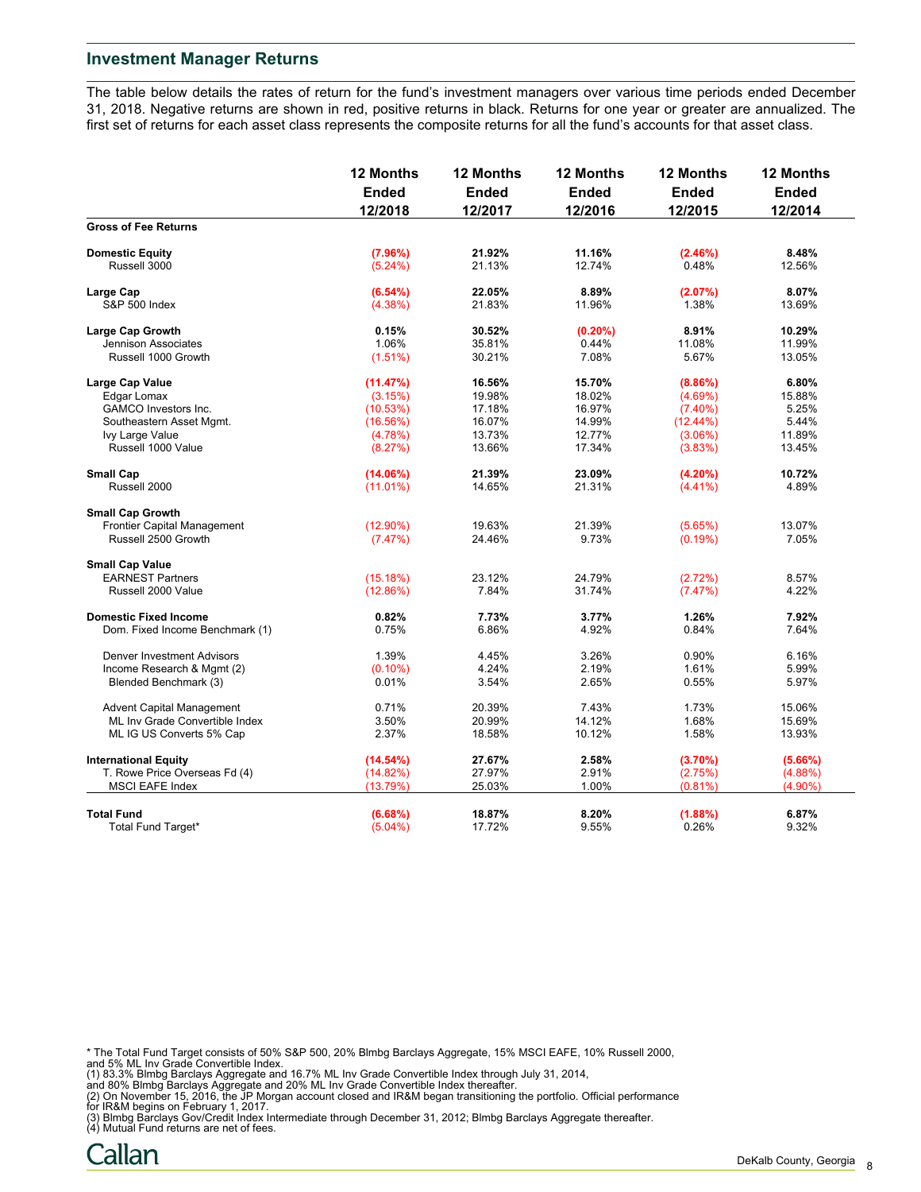## Investment Manager Returns

The table below details the rates of return for the fund's investment managers over various time periods ended December 31, 2018. Negative returns are shown in red, positive returns in black. Returns for one year or greater are annualized. The first set of returns for each asset class represents the composite returns for all the fund's accounts for that asset class.

| | 12 Months Ended 12/2018 | 12 Months Ended 12/2017 | 12 Months Ended 12/2016 | 12 Months Ended 12/2015 | 12 Months Ended 12/2014 |
|---|---|---|---|---|---|
| **Gross of Fee Returns** | | | | | |
| **Domestic Equity** | **(7.96%)** | **21.92%** | **11.16%** | **(2.46%)** | **8.48%** |
| Russell 3000 | (5.24%) | 21.13% | 12.74% | 0.48% | 12.56% |
| **Large Cap** | **(6.54%)** | **22.05%** | **8.89%** | **(2.07%)** | **8.07%** |
| S&P 500 Index | (4.38%) | 21.83% | 11.96% | 1.38% | 13.69% |
| **Large Cap Growth** | **0.15%** | **30.52%** | **(0.20%)** | **8.91%** | **10.29%** |
| Jennison Associates | 1.06% | 35.81% | 0.44% | 11.08% | 11.99% |
| Russell 1000 Growth | (1.51%) | 30.21% | 7.08% | 5.67% | 13.05% |
| **Large Cap Value** | **(11.47%)** | **16.56%** | **15.70%** | **(8.86%)** | **6.80%** |
| Edgar Lomax | (3.15%) | 19.98% | 18.02% | (4.69%) | 15.88% |
| GAMCO Investors Inc. | (10.53%) | 17.18% | 16.97% | (7.40%) | 5.25% |
| Southeastern Asset Mgmt. | (16.56%) | 16.07% | 14.99% | (12.44%) | 5.44% |
| Ivy Large Value | (4.78%) | 13.73% | 12.77% | (3.06%) | 11.89% |
| Russell 1000 Value | (8.27%) | 13.66% | 17.34% | (3.83%) | 13.45% |
| **Small Cap** | **(14.06%)** | **21.39%** | **23.09%** | **(4.20%)** | **10.72%** |
| Russell 2000 | (11.01%) | 14.65% | 21.31% | (4.41%) | 4.89% |
| **Small Cap Growth** | | | | | |
| Frontier Capital Management | (12.90%) | 19.63% | 21.39% | (5.65%) | 13.07% |
| Russell 2500 Growth | (7.47%) | 24.46% | 9.73% | (0.19%) | 7.05% |
| **Small Cap Value** | | | | | |
| EARNEST Partners | (15.18%) | 23.12% | 24.79% | (2.72%) | 8.57% |
| Russell 2000 Value | (12.86%) | 7.84% | 31.74% | (7.47%) | 4.22% |
| **Domestic Fixed Income** | **0.82%** | **7.73%** | **3.77%** | **1.26%** | **7.92%** |
| Dom. Fixed Income Benchmark (1) | 0.75% | 6.86% | 4.92% | 0.84% | 7.64% |
| Denver Investment Advisors | 1.39% | 4.45% | 3.26% | 0.90% | 6.16% |
| Income Research & Mgmt (2) | (0.10%) | 4.24% | 2.19% | 1.61% | 5.99% |
| Blended Benchmark (3) | 0.01% | 3.54% | 2.65% | 0.55% | 5.97% |
| Advent Capital Management | 0.71% | 20.39% | 7.43% | 1.73% | 15.06% |
| ML Inv Grade Convertible Index | 3.50% | 20.99% | 14.12% | 1.68% | 15.69% |
| ML IG US Converts 5% Cap | 2.37% | 18.58% | 10.12% | 1.58% | 13.93% |
| **International Equity** | **(14.54%)** | **27.67%** | **2.58%** | **(3.70%)** | **(5.66%)** |
| T. Rowe Price Overseas Fd (4) | (14.82%) | 27.97% | 2.91% | (2.75%) | (4.88%) |
| MSCI EAFE Index | (13.79%) | 25.03% | 1.00% | (0.81%) | (4.90%) |
| **Total Fund** | **(6.68%)** | **18.87%** | **8.20%** | **(1.88%)** | **6.87%** |
| Total Fund Target* | (5.04%) | 17.72% | 9.55% | 0.26% | 9.32% |

* The Total Fund Target consists of 50% S&P 500, 20% Blmbg Barclays Aggregate, 15% MSCI EAFE, 10% Russell 2000, and 5% ML Inv Grade Convertible Index.
(1) 83.3% Blmbg Barclays Aggregate and 16.7% ML Inv Grade Convertible Index through July 31, 2014, and 80% Blmbg Barclays Aggregate and 20% ML Inv Grade Convertible Index thereafter.
(2) On November 15, 2016, the JP Morgan account closed and IR&M began transitioning the portfolio. Official performance for IR&M begins on February 1, 2017.
(3) Blmbg Barclays Gov/Credit Index Intermediate through December 31, 2012; Blmbg Barclays Aggregate thereafter.
(4) Mutual Fund returns are net of fees.